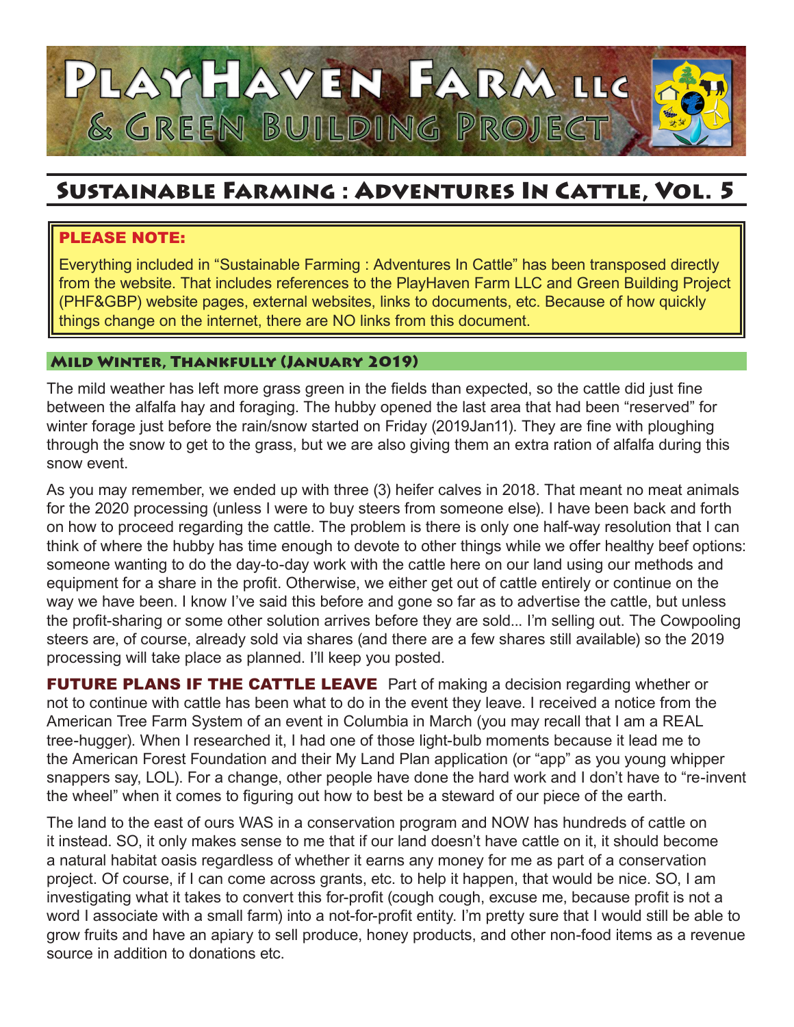# PlayHaven Farm LLC & Green Building Project

## Sustainable Farming : Adventures In Cattle, Vol. 5

**PLEASE NOTE:**

Everything included in "Sustainable Farming : Adventures In Cattle" has been transposed directly from the website. That includes references to the PlayHaven Farm LLC and Green Building Project (PHF&GBP) website pages, external websites, links to documents, etc. Because of how quickly things change on the internet, there are NO links from this document.

### Mild Winter, Thankfully (January 2019)

The mild weather has left more grass green in the fields than expected, so the cattle did just fine between the alfalfa hay and foraging. The hubby opened the last area that had been "reserved" for winter forage just before the rain/snow started on Friday (2019Jan11). They are fine with ploughing through the snow to get to the grass, but we are also giving them an extra ration of alfalfa during this snow event.

As you may remember, we ended up with three (3) heifer calves in 2018. That meant no meat animals for the 2020 processing (unless I were to buy steers from someone else). I have been back and forth on how to proceed regarding the cattle. The problem is there is only one half-way resolution that I can think of where the hubby has time enough to devote to other things while we offer healthy beef options: someone wanting to do the day-to-day work with the cattle here on our land using our methods and equipment for a share in the profit. Otherwise, we either get out of cattle entirely or continue on the way we have been. I know I've said this before and gone so far as to advertise the cattle, but unless the profit-sharing or some other solution arrives before they are sold... I'm selling out. The Cowpooling steers are, of course, already sold via shares (and there are a few shares still available) so the 2019 processing will take place as planned. I'll keep you posted.

**FUTURE PLANS IF THE CATTLE LEAVE** Part of making a decision regarding whether or not to continue with cattle has been what to do in the event they leave. I received a notice from the American Tree Farm System of an event in Columbia in March (you may recall that I am a REAL tree-hugger). When I researched it, I had one of those light-bulb moments because it lead me to the American Forest Foundation and their My Land Plan application (or "app" as you young whipper snappers say, LOL). For a change, other people have done the hard work and I don't have to "re-invent the wheel" when it comes to figuring out how to best be a steward of our piece of the earth.

The land to the east of ours WAS in a conservation program and NOW has hundreds of cattle on it instead. SO, it only makes sense to me that if our land doesn't have cattle on it, it should become a natural habitat oasis regardless of whether it earns any money for me as part of a conservation project. Of course, if I can come across grants, etc. to help it happen, that would be nice. SO, I am investigating what it takes to convert this for-profit (cough cough, excuse me, because profit is not a word I associate with a small farm) into a not-for-profit entity. I'm pretty sure that I would still be able to grow fruits and have an apiary to sell produce, honey products, and other non-food items as a revenue source in addition to donations etc.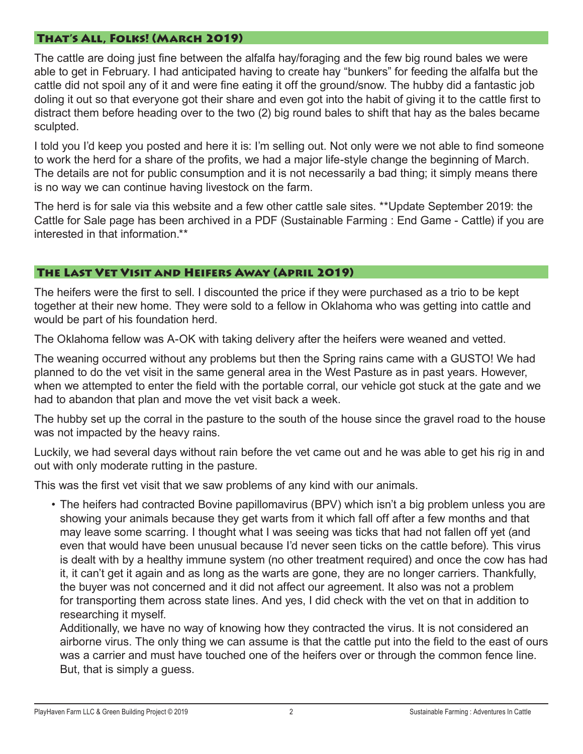## That's All, Folks! (March 2019)

The cattle are doing just fine between the alfalfa hay/foraging and the few big round bales we were able to get in February. I had anticipated having to create hay "bunkers" for feeding the alfalfa but the cattle did not spoil any of it and were fine eating it off the ground/snow. The hubby did a fantastic job doling it out so that everyone got their share and even got into the habit of giving it to the cattle first to distract them before heading over to the two (2) big round bales to shift that hay as the bales became sculpted.

I told you I'd keep you posted and here it is: I'm selling out. Not only were we not able to find someone to work the herd for a share of the profits, we had a major life-style change the beginning of March. The details are not for public consumption and it is not necessarily a bad thing; it simply means there is no way we can continue having livestock on the farm.

The herd is for sale via this website and a few other cattle sale sites. **Update September 2019: the Cattle for Sale page has been archived in a PDF (Sustainable Farming : End Game - Cattle) if you are interested in that information.**

## The Last Vet Visit and Heifers Away (April 2019)

The heifers were the first to sell. I discounted the price if they were purchased as a trio to be kept together at their new home. They were sold to a fellow in Oklahoma who was getting into cattle and would be part of his foundation herd.

The Oklahoma fellow was A-OK with taking delivery after the heifers were weaned and vetted.

The weaning occurred without any problems but then the Spring rains came with a GUSTO! We had planned to do the vet visit in the same general area in the West Pasture as in past years. However, when we attempted to enter the field with the portable corral, our vehicle got stuck at the gate and we had to abandon that plan and move the vet visit back a week.

The hubby set up the corral in the pasture to the south of the house since the gravel road to the house was not impacted by the heavy rains.

Luckily, we had several days without rain before the vet came out and he was able to get his rig in and out with only moderate rutting in the pasture.

This was the first vet visit that we saw problems of any kind with our animals.

- The heifers had contracted Bovine papillomavirus (BPV) which isn't a big problem unless you are showing your animals because they get warts from it which fall off after a few months and that may leave some scarring. I thought what I was seeing was ticks that had not fallen off yet (and even that would have been unusual because I'd never seen ticks on the cattle before). This virus is dealt with by a healthy immune system (no other treatment required) and once the cow has had it, it can't get it again and as long as the warts are gone, they are no longer carriers. Thankfully, the buyer was not concerned and it did not affect our agreement. It also was not a problem for transporting them across state lines. And yes, I did check with the vet on that in addition to researching it myself.

  Additionally, we have no way of knowing how they contracted the virus. It is not considered an airborne virus. The only thing we can assume is that the cattle put into the field to the east of ours was a carrier and must have touched one of the heifers over or through the common fence line. But, that is simply a guess.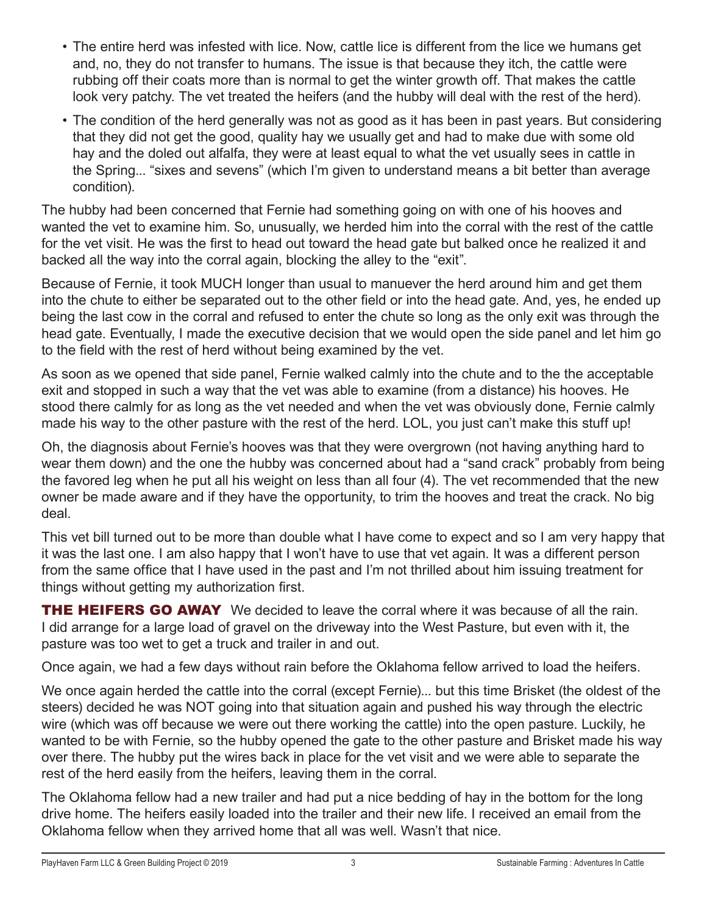- The entire herd was infested with lice. Now, cattle lice is different from the lice we humans get and, no, they do not transfer to humans. The issue is that because they itch, the cattle were rubbing off their coats more than is normal to get the winter growth off. That makes the cattle look very patchy. The vet treated the heifers (and the hubby will deal with the rest of the herd).
- The condition of the herd generally was not as good as it has been in past years. But considering that they did not get the good, quality hay we usually get and had to make due with some old hay and the doled out alfalfa, they were at least equal to what the vet usually sees in cattle in the Spring... "sixes and sevens" (which I'm given to understand means a bit better than average condition).

The hubby had been concerned that Fernie had something going on with one of his hooves and wanted the vet to examine him. So, unusually, we herded him into the corral with the rest of the cattle for the vet visit. He was the first to head out toward the head gate but balked once he realized it and backed all the way into the corral again, blocking the alley to the "exit".

Because of Fernie, it took MUCH longer than usual to manuever the herd around him and get them into the chute to either be separated out to the other field or into the head gate. And, yes, he ended up being the last cow in the corral and refused to enter the chute so long as the only exit was through the head gate. Eventually, I made the executive decision that we would open the side panel and let him go to the field with the rest of herd without being examined by the vet.

As soon as we opened that side panel, Fernie walked calmly into the chute and to the the acceptable exit and stopped in such a way that the vet was able to examine (from a distance) his hooves. He stood there calmly for as long as the vet needed and when the vet was obviously done, Fernie calmly made his way to the other pasture with the rest of the herd. LOL, you just can't make this stuff up!

Oh, the diagnosis about Fernie's hooves was that they were overgrown (not having anything hard to wear them down) and the one the hubby was concerned about had a "sand crack" probably from being the favored leg when he put all his weight on less than all four (4). The vet recommended that the new owner be made aware and if they have the opportunity, to trim the hooves and treat the crack. No big deal.

This vet bill turned out to be more than double what I have come to expect and so I am very happy that it was the last one. I am also happy that I won't have to use that vet again. It was a different person from the same office that I have used in the past and I'm not thrilled about him issuing treatment for things without getting my authorization first.

**THE HEIFERS GO AWAY** We decided to leave the corral where it was because of all the rain. I did arrange for a large load of gravel on the driveway into the West Pasture, but even with it, the pasture was too wet to get a truck and trailer in and out.

Once again, we had a few days without rain before the Oklahoma fellow arrived to load the heifers.

We once again herded the cattle into the corral (except Fernie)... but this time Brisket (the oldest of the steers) decided he was NOT going into that situation again and pushed his way through the electric wire (which was off because we were out there working the cattle) into the open pasture. Luckily, he wanted to be with Fernie, so the hubby opened the gate to the other pasture and Brisket made his way over there. The hubby put the wires back in place for the vet visit and we were able to separate the rest of the herd easily from the heifers, leaving them in the corral.

The Oklahoma fellow had a new trailer and had put a nice bedding of hay in the bottom for the long drive home. The heifers easily loaded into the trailer and their new life. I received an email from the Oklahoma fellow when they arrived home that all was well. Wasn't that nice.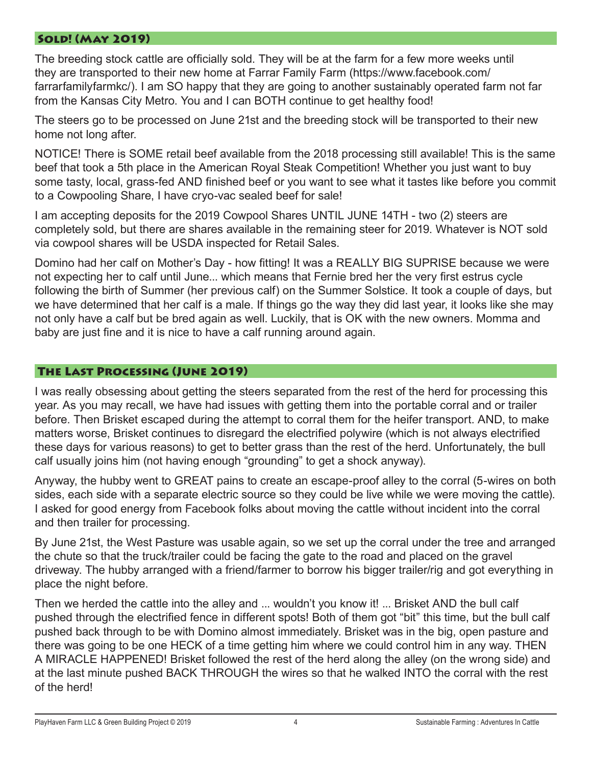## Sold! (May 2019)

The breeding stock cattle are officially sold. They will be at the farm for a few more weeks until they are transported to their new home at Farrar Family Farm (https://www.facebook.com/farrarfamilyfarmkc/). I am SO happy that they are going to another sustainably operated farm not far from the Kansas City Metro. You and I can BOTH continue to get healthy food!

The steers go to be processed on June 21st and the breeding stock will be transported to their new home not long after.

NOTICE! There is SOME retail beef available from the 2018 processing still available! This is the same beef that took a 5th place in the American Royal Steak Competition! Whether you just want to buy some tasty, local, grass-fed AND finished beef or you want to see what it tastes like before you commit to a Cowpooling Share, I have cryo-vac sealed beef for sale!

I am accepting deposits for the 2019 Cowpool Shares UNTIL JUNE 14TH - two (2) steers are completely sold, but there are shares available in the remaining steer for 2019. Whatever is NOT sold via cowpool shares will be USDA inspected for Retail Sales.

Domino had her calf on Mother's Day - how fitting! It was a REALLY BIG SUPRISE because we were not expecting her to calf until June... which means that Fernie bred her the very first estrus cycle following the birth of Summer (her previous calf) on the Summer Solstice. It took a couple of days, but we have determined that her calf is a male. If things go the way they did last year, it looks like she may not only have a calf but be bred again as well. Luckily, that is OK with the new owners. Momma and baby are just fine and it is nice to have a calf running around again.

## The Last Processing (June 2019)

I was really obsessing about getting the steers separated from the rest of the herd for processing this year. As you may recall, we have had issues with getting them into the portable corral and or trailer before. Then Brisket escaped during the attempt to corral them for the heifer transport. AND, to make matters worse, Brisket continues to disregard the electrified polywire (which is not always electrified these days for various reasons) to get to better grass than the rest of the herd. Unfortunately, the bull calf usually joins him (not having enough "grounding" to get a shock anyway).

Anyway, the hubby went to GREAT pains to create an escape-proof alley to the corral (5-wires on both sides, each side with a separate electric source so they could be live while we were moving the cattle). I asked for good energy from Facebook folks about moving the cattle without incident into the corral and then trailer for processing.

By June 21st, the West Pasture was usable again, so we set up the corral under the tree and arranged the chute so that the truck/trailer could be facing the gate to the road and placed on the gravel driveway. The hubby arranged with a friend/farmer to borrow his bigger trailer/rig and got everything in place the night before.

Then we herded the cattle into the alley and ... wouldn't you know it! ... Brisket AND the bull calf pushed through the electrified fence in different spots! Both of them got "bit" this time, but the bull calf pushed back through to be with Domino almost immediately. Brisket was in the big, open pasture and there was going to be one HECK of a time getting him where we could control him in any way. THEN A MIRACLE HAPPENED! Brisket followed the rest of the herd along the alley (on the wrong side) and at the last minute pushed BACK THROUGH the wires so that he walked INTO the corral with the rest of the herd!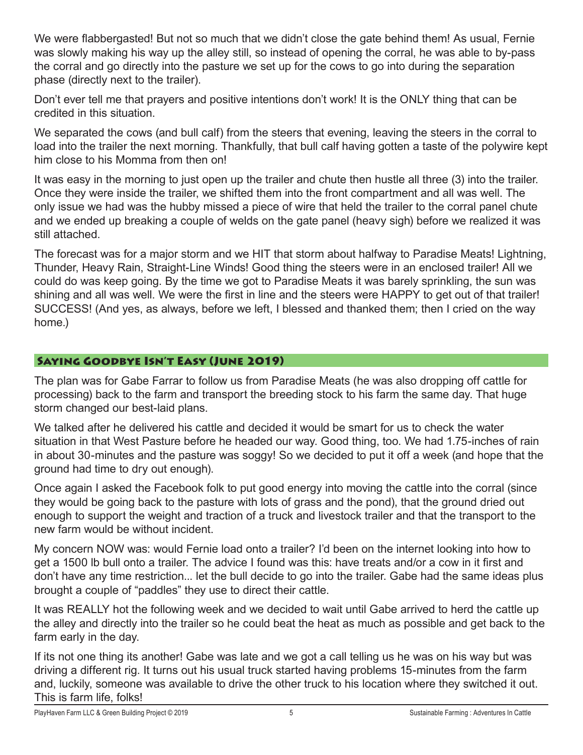We were flabbergasted! But not so much that we didn't close the gate behind them! As usual, Fernie was slowly making his way up the alley still, so instead of opening the corral, he was able to by-pass the corral and go directly into the pasture we set up for the cows to go into during the separation phase (directly next to the trailer).

Don't ever tell me that prayers and positive intentions don't work! It is the ONLY thing that can be credited in this situation.

We separated the cows (and bull calf) from the steers that evening, leaving the steers in the corral to load into the trailer the next morning. Thankfully, that bull calf having gotten a taste of the polywire kept him close to his Momma from then on!

It was easy in the morning to just open up the trailer and chute then hustle all three (3) into the trailer. Once they were inside the trailer, we shifted them into the front compartment and all was well. The only issue we had was the hubby missed a piece of wire that held the trailer to the corral panel chute and we ended up breaking a couple of welds on the gate panel (heavy sigh) before we realized it was still attached.

The forecast was for a major storm and we HIT that storm about halfway to Paradise Meats! Lightning, Thunder, Heavy Rain, Straight-Line Winds! Good thing the steers were in an enclosed trailer! All we could do was keep going. By the time we got to Paradise Meats it was barely sprinkling, the sun was shining and all was well. We were the first in line and the steers were HAPPY to get out of that trailer! SUCCESS! (And yes, as always, before we left, I blessed and thanked them; then I cried on the way home.)

## Saying Goodbye Isn't Easy (June 2019)

The plan was for Gabe Farrar to follow us from Paradise Meats (he was also dropping off cattle for processing) back to the farm and transport the breeding stock to his farm the same day. That huge storm changed our best-laid plans.

We talked after he delivered his cattle and decided it would be smart for us to check the water situation in that West Pasture before he headed our way. Good thing, too. We had 1.75-inches of rain in about 30-minutes and the pasture was soggy! So we decided to put it off a week (and hope that the ground had time to dry out enough).

Once again I asked the Facebook folk to put good energy into moving the cattle into the corral (since they would be going back to the pasture with lots of grass and the pond), that the ground dried out enough to support the weight and traction of a truck and livestock trailer and that the transport to the new farm would be without incident.

My concern NOW was: would Fernie load onto a trailer? I'd been on the internet looking into how to get a 1500 lb bull onto a trailer. The advice I found was this: have treats and/or a cow in it first and don't have any time restriction... let the bull decide to go into the trailer. Gabe had the same ideas plus brought a couple of "paddles" they use to direct their cattle.

It was REALLY hot the following week and we decided to wait until Gabe arrived to herd the cattle up the alley and directly into the trailer so he could beat the heat as much as possible and get back to the farm early in the day.

If its not one thing its another! Gabe was late and we got a call telling us he was on his way but was driving a different rig. It turns out his usual truck started having problems 15-minutes from the farm and, luckily, someone was available to drive the other truck to his location where they switched it out. This is farm life, folks!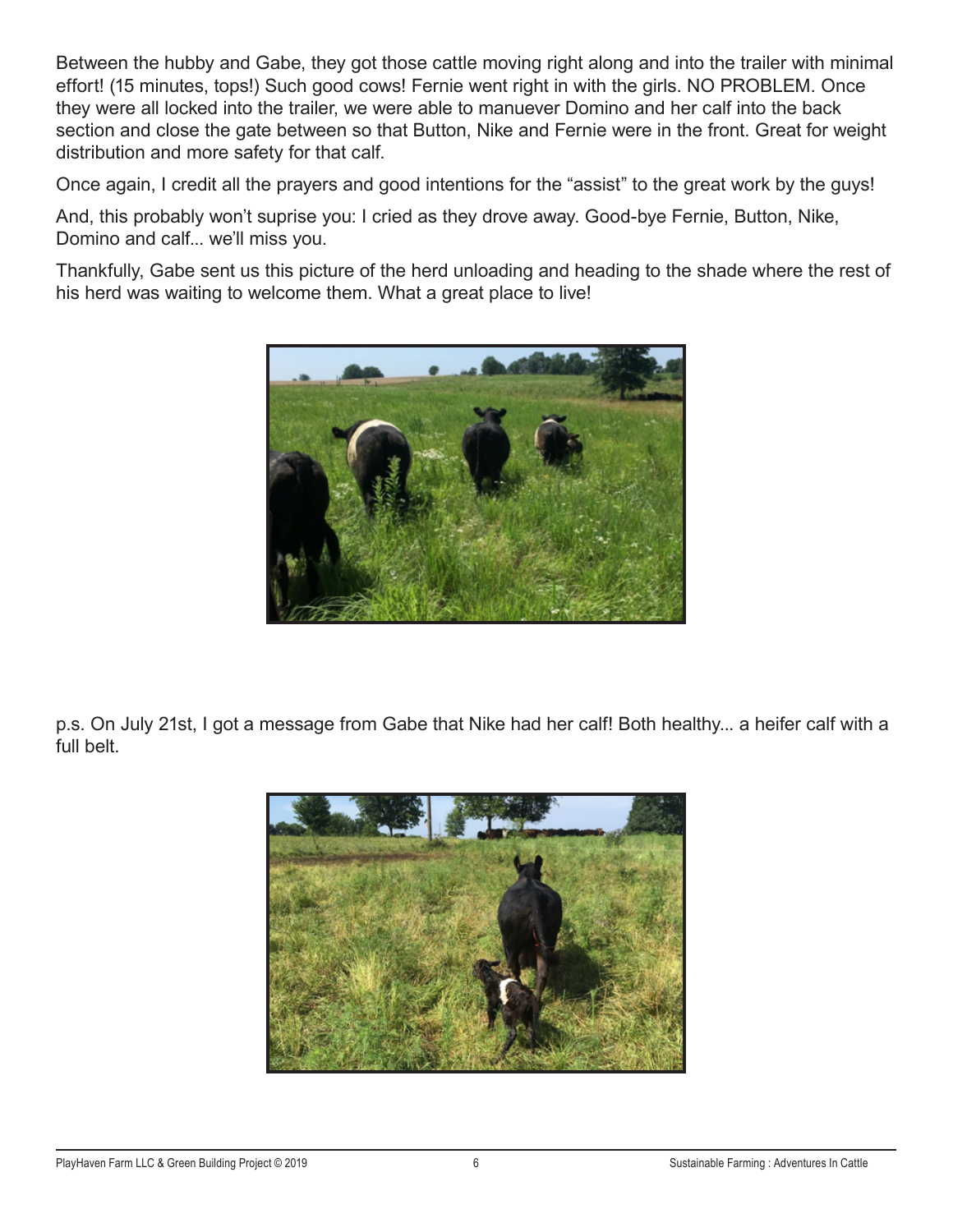Between the hubby and Gabe, they got those cattle moving right along and into the trailer with minimal effort! (15 minutes, tops!) Such good cows! Fernie went right in with the girls. NO PROBLEM. Once they were all locked into the trailer, we were able to manuever Domino and her calf into the back section and close the gate between so that Button, Nike and Fernie were in the front. Great for weight distribution and more safety for that calf.

Once again, I credit all the prayers and good intentions for the "assist" to the great work by the guys!

And, this probably won't suprise you: I cried as they drove away. Good-bye Fernie, Button, Nike, Domino and calf... we'll miss you.

Thankfully, Gabe sent us this picture of the herd unloading and heading to the shade where the rest of his herd was waiting to welcome them. What a great place to live!

p.s. On July 21st, I got a message from Gabe that Nike had her calf! Both healthy... a heifer calf with a full belt.